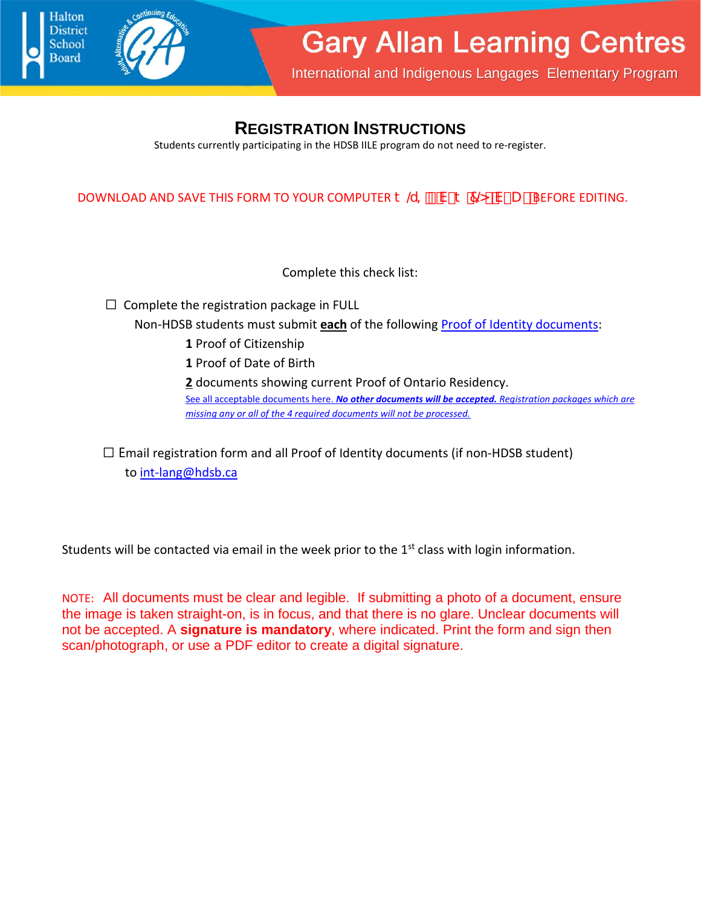Halton District School Board

# Gary Allan Learning Centres

International and Indigenous Langages Elementary Program

## REGISTRATION INSTRUCTIONS

Students currently participating in the HDSB IILE program do not need to re-register.

DOWNLOAD AND SAVE THIS FORM TO YOUR COMPUTER t /d, E t &/>E D BEFORE EDITING.

Complete this check list:

☐ Complete the registration package in FULL

Non-HDSB students must submit **each** of the following Proof of Identity documents:

**1** Proof of Citizenship

**1** Proof of Date of Birth

**2** documents showing current Proof of Ontario Residency.

See all acceptable documents here. ***No other documents will be accepted.*** *Registration packages which are missing any or all of the 4 required documents will not be processed.*

☐ Email registration form and all Proof of Identity documents (if non-HDSB student) to int-lang@hdsb.ca

Students will be contacted via email in the week prior to the 1st class with login information.

NOTE: All documents must be clear and legible. If submitting a photo of a document, ensure the image is taken straight-on, is in focus, and that there is no glare. Unclear documents will not be accepted. A **signature is mandatory**, where indicated. Print the form and sign then scan/photograph, or use a PDF editor to create a digital signature.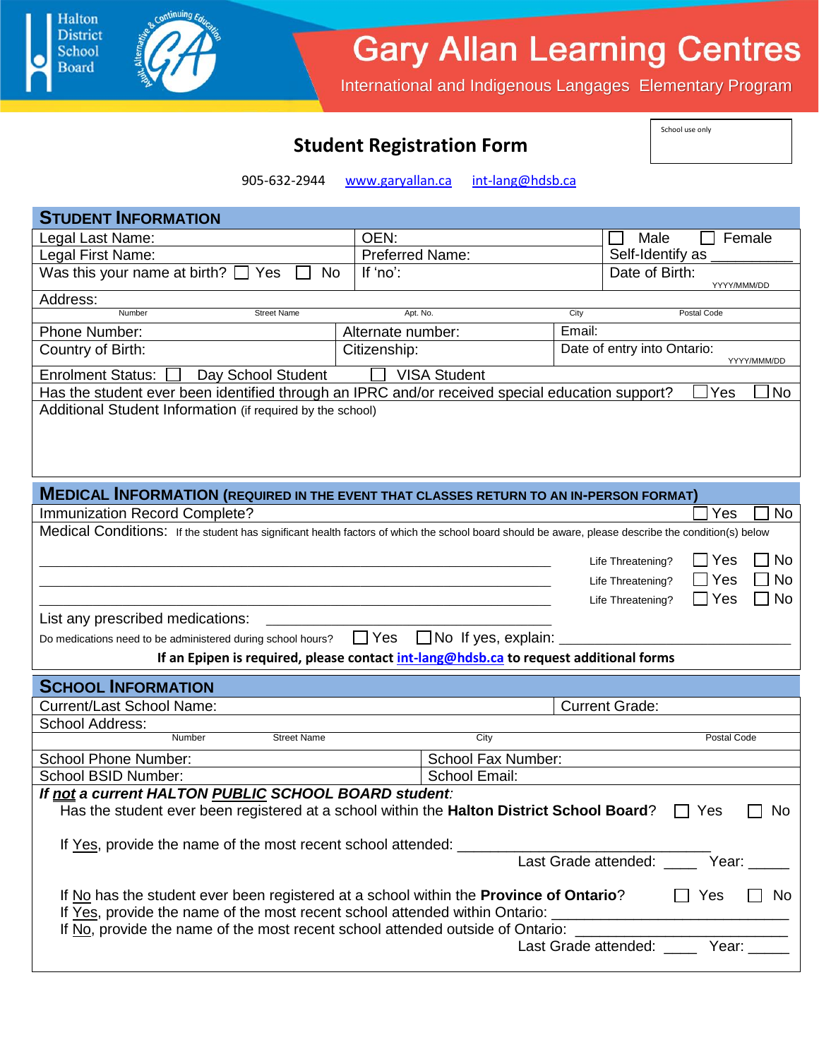Halton District School Board

Gary Allan Learning Centres

International and Indigenous Langages Elementary Program

# Student Registration Form

School use only

905-632-2944 www.garyallan.ca int-lang@hdsb.ca

## STUDENT INFORMATION

| Legal Last Name: | OEN: | ☐ Male ☐ Female |
|---|---|---|
| Legal First Name: | Preferred Name: | Self-Identify as ________ |
| Was this your name at birth? ☐ Yes ☐ No | If 'no': | Date of Birth: YYYY/MMM/DD |

Address:
Number | Street Name | Apt. No. | City | Postal Code

| Phone Number: | Alternate number: | Email: |
|---|---|---|
| Country of Birth: | Citizenship: | Date of entry into Ontario: YYYY/MMM/DD |

Enrolment Status: ☐ Day School Student ☐ VISA Student

Has the student ever been identified through an IPRC and/or received special education support? ☐ Yes ☐ No

Additional Student Information (if required by the school)

## MEDICAL INFORMATION (REQUIRED IN THE EVENT THAT CLASSES RETURN TO AN IN-PERSON FORMAT)

Immunization Record Complete? ☐ Yes ☐ No

Medical Conditions: If the student has significant health factors of which the school board should be aware, please describe the condition(s) below

______________________________ Life Threatening? ☐ Yes ☐ No

______________________________ Life Threatening? ☐ Yes ☐ No

______________________________ Life Threatening? ☐ Yes ☐ No

List any prescribed medications: ______________________________

Do medications need to be administered during school hours? ☐ Yes ☐ No If yes, explain: ______________________________

**If an Epipen is required, please contact int-lang@hdsb.ca to request additional forms**

## SCHOOL INFORMATION

| Current/Last School Name: | Current Grade: |
|---|---|

School Address:
Number | Street Name | City | Postal Code

| School Phone Number: | School Fax Number: |
|---|---|
| School BSID Number: | School Email: |

***If not a current HALTON PUBLIC SCHOOL BOARD student:***

Has the student ever been registered at a school within the **Halton District School Board**? ☐ Yes ☐ No

If Yes, provide the name of the most recent school attended: ______________________________

Last Grade attended: ____ Year: _____

If No has the student ever been registered at a school within the **Province of Ontario**? ☐ Yes ☐ No

If Yes, provide the name of the most recent school attended within Ontario: ______________________________

If No, provide the name of the most recent school attended outside of Ontario: ______________________________

Last Grade attended: ____ Year: _____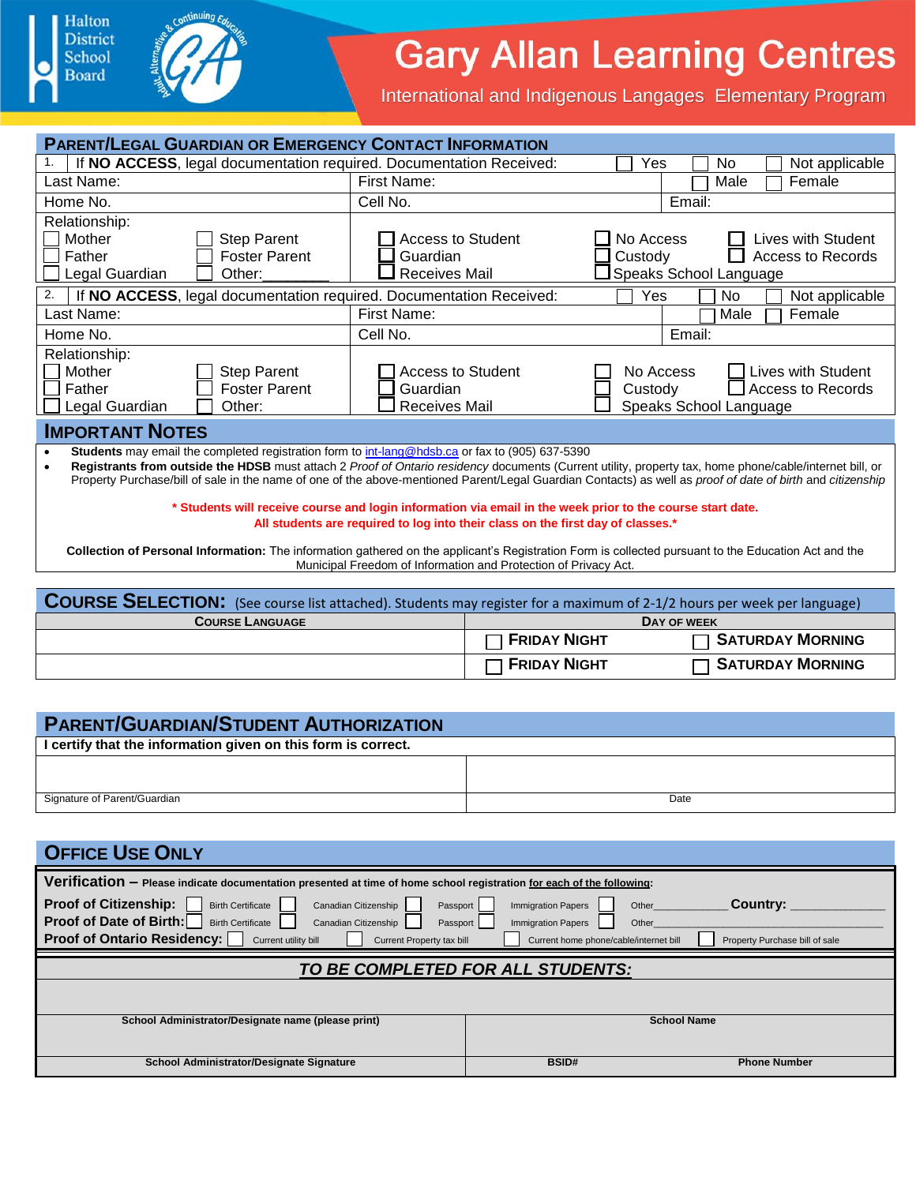Halton District School Board

# Gary Allan Learning Centres

International and Indigenous Langages Elementary Program

## PARENT/LEGAL GUARDIAN OR EMERGENCY CONTACT INFORMATION

| | | |
|---|---|---|
| 1. If **NO ACCESS**, legal documentation required. Documentation Received: | | ☐ Yes ☐ No ☐ Not applicable |
| Last Name: | First Name: | ☐ Male ☐ Female |
| Home No. | Cell No. | Email: |
| Relationship: ☐ Mother ☐ Father ☐ Legal Guardian ☐ Step Parent ☐ Foster Parent ☐ Other:________ | ☐ Access to Student ☐ Guardian ☐ Receives Mail | ☐ No Access ☐ Custody ☐ Speaks School Language ☐ Lives with Student ☐ Access to Records |
| 2. If **NO ACCESS**, legal documentation required. Documentation Received: | | ☐ Yes ☐ No ☐ Not applicable |
| Last Name: | First Name: | ☐ Male ☐ Female |
| Home No. | Cell No. | Email: |
| Relationship: ☐ Mother ☐ Father ☐ Legal Guardian ☐ Step Parent ☐ Foster Parent ☐ Other: | ☐ Access to Student ☐ Guardian ☐ Receives Mail | ☐ No Access ☐ Custody ☐ Speaks School Language ☐ Lives with Student ☐ Access to Records |

## IMPORTANT NOTES

- **Students** may email the completed registration form to int-lang@hdsb.ca or fax to (905) 637-5390
- **Registrants from outside the HDSB** must attach 2 *Proof of Ontario residency* documents (Current utility, property tax, home phone/cable/internet bill, or Property Purchase/bill of sale in the name of one of the above-mentioned Parent/Legal Guardian Contacts) as well as *proof of date of birth* and *citizenship*

**\* Students will receive course and login information via email in the week prior to the course start date.**
**All students are required to log into their class on the first day of classes.\***

**Collection of Personal Information:** The information gathered on the applicant's Registration Form is collected pursuant to the Education Act and the Municipal Freedom of Information and Protection of Privacy Act.

## COURSE SELECTION: (See course list attached). Students may register for a maximum of 2-1/2 hours per week per language)

| COURSE LANGUAGE | DAY OF WEEK | |
|---|---|---|
| | ☐ **FRIDAY NIGHT** | ☐ **SATURDAY MORNING** |
| | ☐ **FRIDAY NIGHT** | ☐ **SATURDAY MORNING** |

## PARENT/GUARDIAN/STUDENT AUTHORIZATION

**I certify that the information given on this form is correct.**

| | |
|---|---|
| | |
| Signature of Parent/Guardian | Date |

## OFFICE USE ONLY

**Verification –** **Please indicate documentation presented at time of home school registration** **for each of the following:**

**Proof of Citizenship:** ☐ Birth Certificate ☐ Canadian Citizenship ☐ Passport ☐ Immigration Papers ☐ Other__________ **Country:** ____________

**Proof of Date of Birth:** ☐ Birth Certificate ☐ Canadian Citizenship ☐ Passport ☐ Immigration Papers ☐ Other____________________________________

**Proof of Ontario Residency:** ☐ Current utility bill ☐ Current Property tax bill ☐ Current home phone/cable/internet bill ☐ Property Purchase bill of sale

### *TO BE COMPLETED FOR ALL STUDENTS:*

| | | |
|---|---|---|
| | | |
| **School Administrator/Designate name (please print)** | **School Name** | |
| | | |
| **School Administrator/Designate Signature** | **BSID#** | **Phone Number** |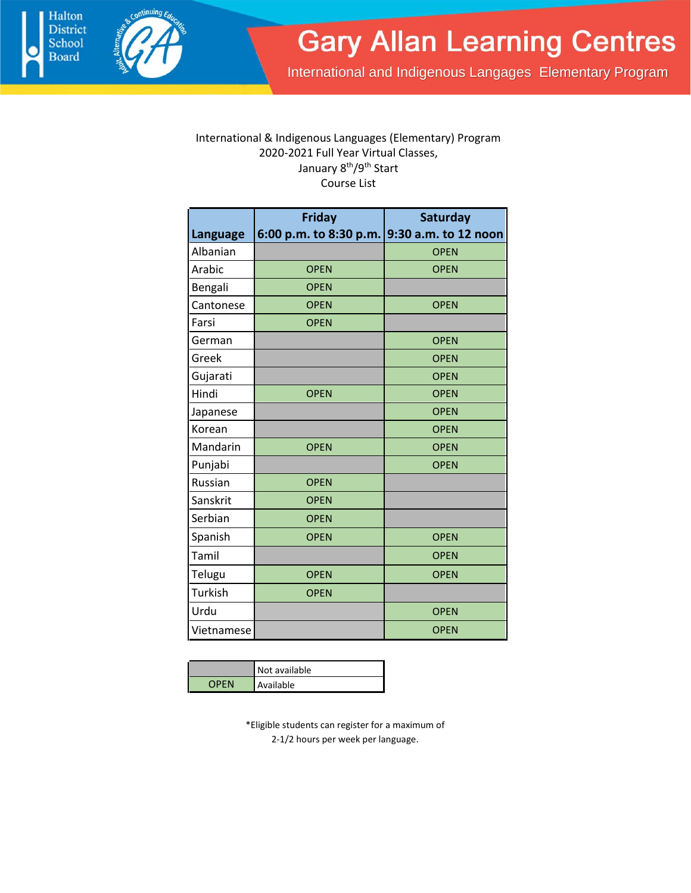# Gary Allan Learning Centres

International and Indigenous Langages Elementary Program

International & Indigenous Languages (Elementary) Program
2020-2021 Full Year Virtual Classes,
January 8th/9th Start
Course List

| Language | Friday 6:00 p.m. to 8:30 p.m. | Saturday 9:30 a.m. to 12 noon |
|---|---|---|
| Albanian | | OPEN |
| Arabic | OPEN | OPEN |
| Bengali | OPEN | |
| Cantonese | OPEN | OPEN |
| Farsi | OPEN | |
| German | | OPEN |
| Greek | | OPEN |
| Gujarati | | OPEN |
| Hindi | OPEN | OPEN |
| Japanese | | OPEN |
| Korean | | OPEN |
| Mandarin | OPEN | OPEN |
| Punjabi | | OPEN |
| Russian | OPEN | |
| Sanskrit | OPEN | |
| Serbian | OPEN | |
| Spanish | OPEN | OPEN |
| Tamil | | OPEN |
| Telugu | OPEN | OPEN |
| Turkish | OPEN | |
| Urdu | | OPEN |
| Vietnamese | | OPEN |

| | |
|---|---|
| | Not available |
| OPEN | Available |

*Eligible students can register for a maximum of 2-1/2 hours per week per language.